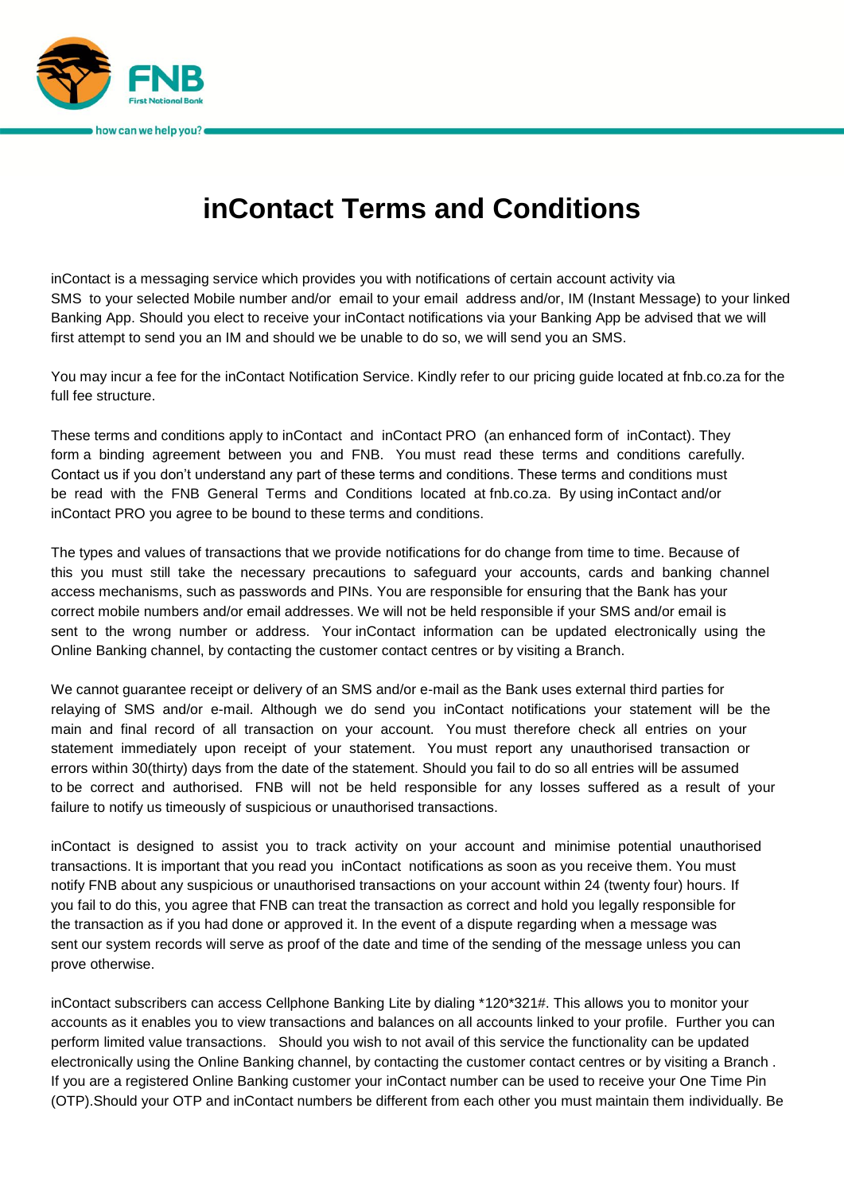# inContact Terms and Conditions

inContact is a messaging service which provides you with notifications of certain account activity via SMS to your selected Mobile number and/or email to your email address and/or, IM (Instant Message) to your linked Banking App. Should you elect to receive your inContact notifications via your Banking App be advised that we will first attempt to send you an IM and should we be unable to do so, we will send you an SMS.

You may incur a fee for the inContact Notification Service. Kindly refer to our pricing guide located at fnb.co.za for the full fee structure.

These terms and conditions apply to inContact and inContact PRO (an enhanced form of inContact). They form a binding agreement between you and FNB. You must read these terms and conditions carefully. Contact us if you don't understand any part of these terms and conditions. These terms and conditions must be read with the FNB General Terms and Conditions located at fnb.co.za. By using inContact and/or inContact PRO you agree to be bound to these terms and conditions.

The types and values of transactions that we provide notifications for do change from time to time. Because of this you must still take the necessary precautions to safeguard your accounts, cards and banking channel access mechanisms, such as passwords and PINs. You are responsible for ensuring that the Bank has your correct mobile numbers and/or email addresses. We will not be held responsible if your SMS and/or email is sent to the wrong number or address. Your inContact information can be updated electronically using the Online Banking channel, by contacting the customer contact centres or by visiting a Branch.

We cannot guarantee receipt or delivery of an SMS and/or e-mail as the Bank uses external third parties for relaying of SMS and/or e-mail. Although we do send you inContact notifications your statement will be the main and final record of all transaction on your account. You must therefore check all entries on your statement immediately upon receipt of your statement. You must report any unauthorised transaction or errors within 30(thirty) days from the date of the statement. Should you fail to do so all entries will be assumed to be correct and authorised. FNB will not be held responsible for any losses suffered as a result of your failure to notify us timeously of suspicious or unauthorised transactions.

inContact is designed to assist you to track activity on your account and minimise potential unauthorised transactions. It is important that you read you inContact notifications as soon as you receive them. You must notify FNB about any suspicious or unauthorised transactions on your account within 24 (twenty four) hours. If you fail to do this, you agree that FNB can treat the transaction as correct and hold you legally responsible for the transaction as if you had done or approved it. In the event of a dispute regarding when a message was sent our system records will serve as proof of the date and time of the sending of the message unless you can prove otherwise.

inContact subscribers can access Cellphone Banking Lite by dialing *120*321#. This allows you to monitor your accounts as it enables you to view transactions and balances on all accounts linked to your profile. Further you can perform limited value transactions. Should you wish to not avail of this service the functionality can be updated electronically using the Online Banking channel, by contacting the customer contact centres or by visiting a Branch . If you are a registered Online Banking customer your inContact number can be used to receive your One Time Pin (OTP).Should your OTP and inContact numbers be different from each other you must maintain them individually. Be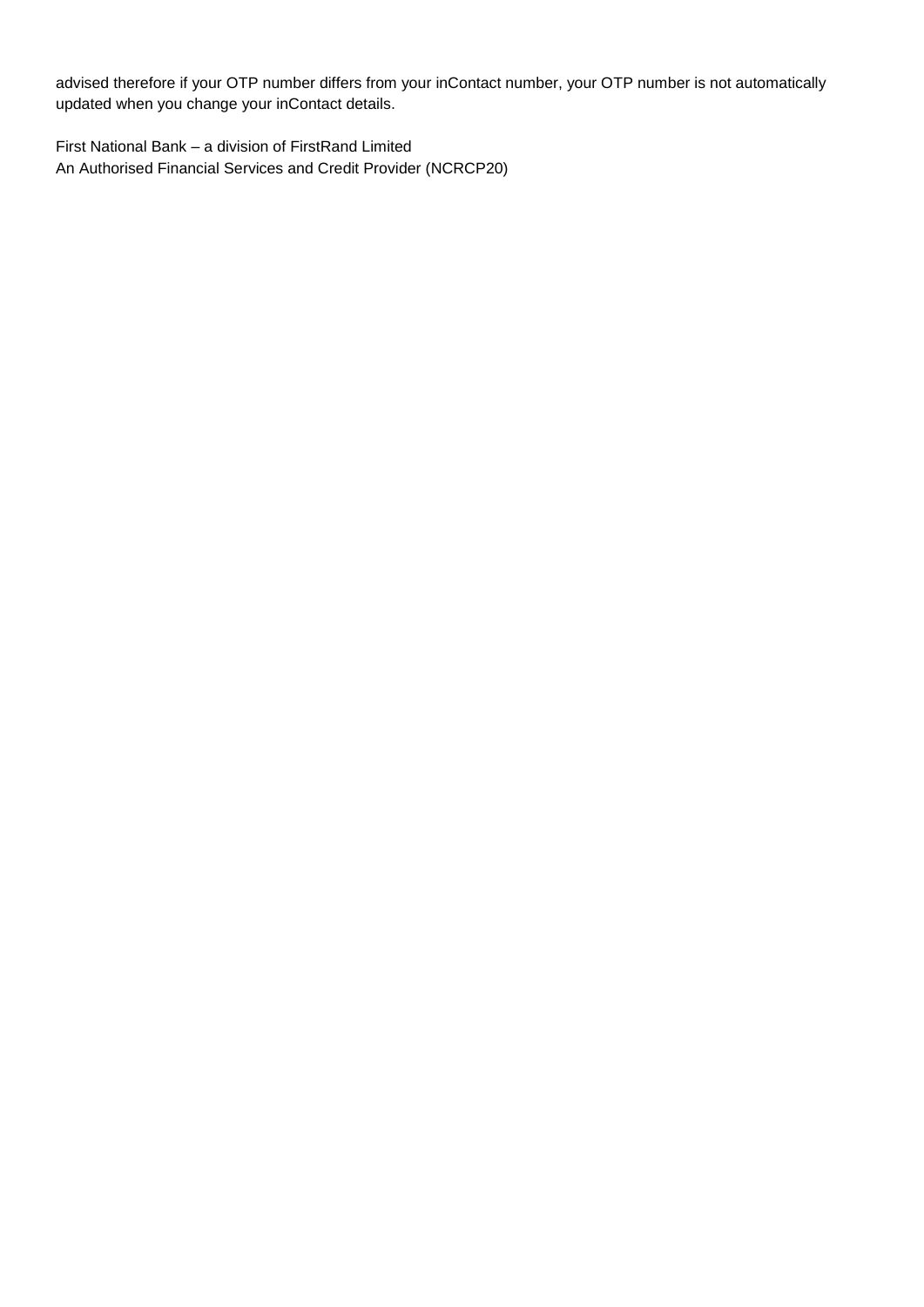advised therefore if your OTP number differs from your inContact number, your OTP number is not automatically updated when you change your inContact details.

First National Bank – a division of FirstRand Limited
An Authorised Financial Services and Credit Provider (NCRCP20)